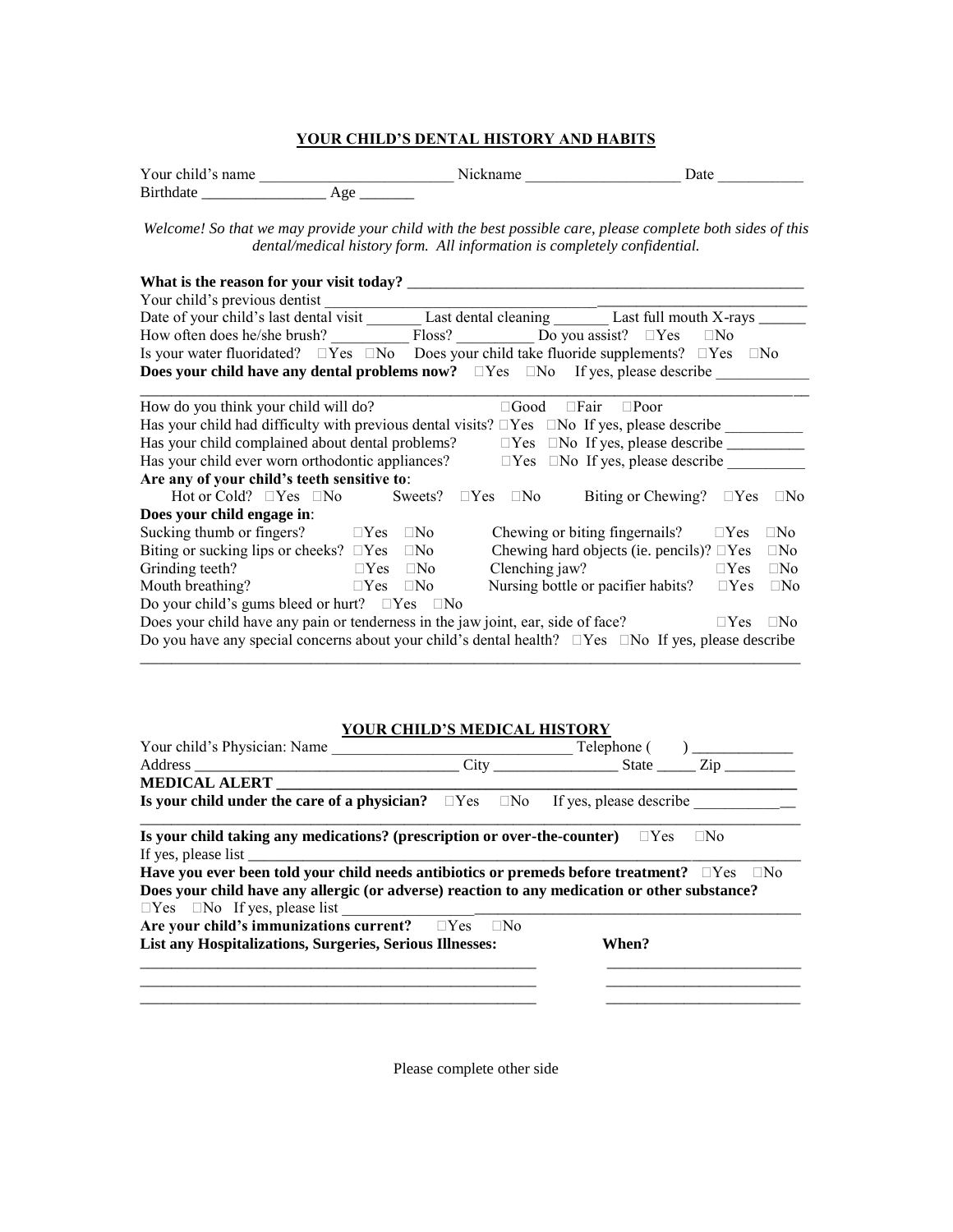## YOUR CHILD'S DENTAL HISTORY AND HABITS

Your child's name _________________________ Nickname ____________________ Date ___________
Birthdate ________________ Age _______

*Welcome! So that we may provide your child with the best possible care, please complete both sides of this dental/medical history form. All information is completely confidential.*

**What is the reason for your visit today?** _____________________________________________________

Your child's previous dentist _____________________________________________________________

Date of your child's last dental visit _______ Last dental cleaning _______ Last full mouth X-rays ______

How often does he/she brush? __________ Floss? __________ Do you assist? □Yes □No

Is your water fluoridated? □Yes □No Does your child take fluoride supplements? □Yes □No

**Does your child have any dental problems now?** □Yes □No If yes, please describe ____________

_____________________________________________________________________________________

How do you think your child will do? □Good □Fair □Poor

Has your child had difficulty with previous dental visits? □Yes □No If yes, please describe __________

Has your child complained about dental problems? □Yes □No If yes, please describe __________

Has your child ever worn orthodontic appliances? □Yes □No If yes, please describe __________

**Are any of your child's teeth sensitive to**:

Hot or Cold? □Yes □No Sweets? □Yes □No Biting or Chewing? □Yes □No

**Does your child engage in**:

| | | | |
|---|---|---|---|
| Sucking thumb or fingers? | □Yes □No | Chewing or biting fingernails? | □Yes □No |
| Biting or sucking lips or cheeks? | □Yes □No | Chewing hard objects (ie. pencils)? | □Yes □No |
| Grinding teeth? | □Yes □No | Clenching jaw? | □Yes □No |
| Mouth breathing? | □Yes □No | Nursing bottle or pacifier habits? | □Yes □No |

Do your child's gums bleed or hurt? □Yes □No

Does your child have any pain or tenderness in the jaw joint, ear, side of face? □Yes □No

Do you have any special concerns about your child's dental health? □Yes □No If yes, please describe

_____________________________________________________________________________________

## YOUR CHILD'S MEDICAL HISTORY

Your child's Physician: Name _______________________________ Telephone ( ) _____________

Address ________________________________ City ________________ State _____ Zip _________

**MEDICAL ALERT** ___________________________________________________________________

**Is your child under the care of a physician?** □Yes □No If yes, please describe _____________

_____________________________________________________________________________________

**Is your child taking any medications? (prescription or over-the-counter)** □Yes □No

If yes, please list ____________________________________________________________________

**Have you ever been told your child needs antibiotics or premeds before treatment?** □Yes □No

**Does your child have any allergic (or adverse) reaction to any medication or other substance?**

□Yes □No If yes, please list _________________________________________________________

**Are your child's immunizations current?** □Yes □No

| List any Hospitalizations, Surgeries, Serious Illnesses: | When? |
|---|---|
| _____________________________________________________ | _________________________ |
| _____________________________________________________ | _________________________ |
| _____________________________________________________ | _________________________ |

Please complete other side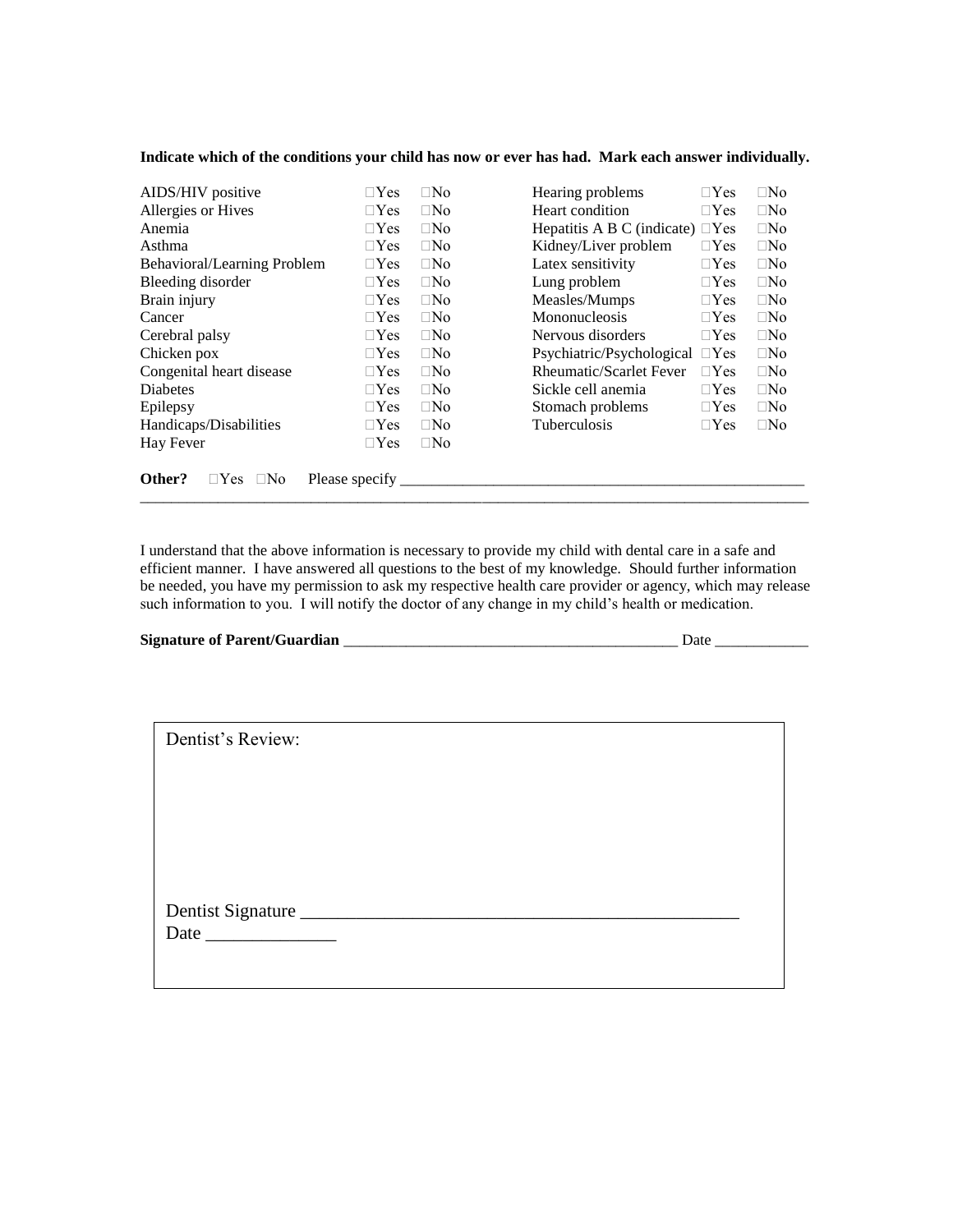**Indicate which of the conditions your child has now or ever has had. Mark each answer individually.**

| | | | | | |
|---|---|---|---|---|---|
| AIDS/HIV positive | □Yes | □No | Hearing problems | □Yes | □No |
| Allergies or Hives | □Yes | □No | Heart condition | □Yes | □No |
| Anemia | □Yes | □No | Hepatitis A B C (indicate) | □Yes | □No |
| Asthma | □Yes | □No | Kidney/Liver problem | □Yes | □No |
| Behavioral/Learning Problem | □Yes | □No | Latex sensitivity | □Yes | □No |
| Bleeding disorder | □Yes | □No | Lung problem | □Yes | □No |
| Brain injury | □Yes | □No | Measles/Mumps | □Yes | □No |
| Cancer | □Yes | □No | Mononucleosis | □Yes | □No |
| Cerebral palsy | □Yes | □No | Nervous disorders | □Yes | □No |
| Chicken pox | □Yes | □No | Psychiatric/Psychological | □Yes | □No |
| Congenital heart disease | □Yes | □No | Rheumatic/Scarlet Fever | □Yes | □No |
| Diabetes | □Yes | □No | Sickle cell anemia | □Yes | □No |
| Epilepsy | □Yes | □No | Stomach problems | □Yes | □No |
| Handicaps/Disabilities | □Yes | □No | Tuberculosis | □Yes | □No |
| Hay Fever | □Yes | □No | | | |

**Other?** □Yes □No Please specify ____________________________________________________
__________________________________________________________________________________________

I understand that the above information is necessary to provide my child with dental care in a safe and efficient manner. I have answered all questions to the best of my knowledge. Should further information be needed, you have my permission to ask my respective health care provider or agency, which may release such information to you. I will notify the doctor of any change in my child's health or medication.

**Signature of Parent/Guardian** ____________________________________________ Date ____________

Dentist's Review:

Dentist Signature ________________________________________________
Date ______________